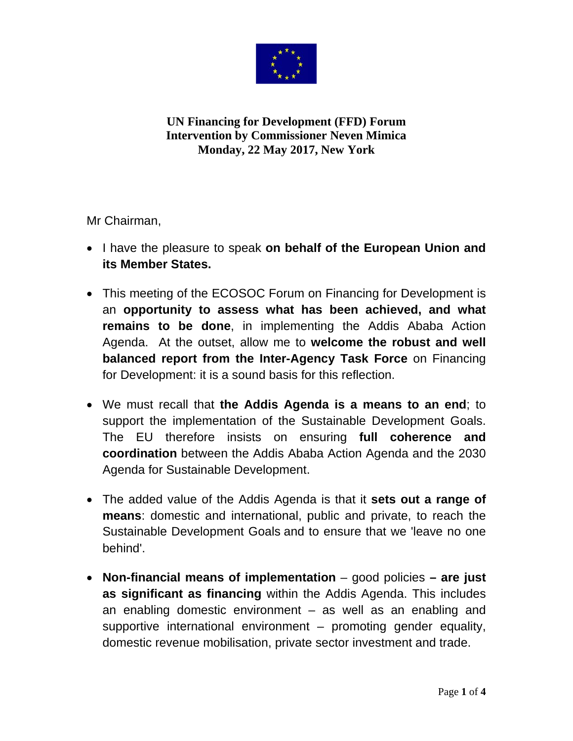**UN Financing for Development (FFD) Forum**
**Intervention by Commissioner Neven Mimica**
**Monday, 22 May 2017, New York**

Mr Chairman,

- I have the pleasure to speak **on behalf of the European Union and its Member States.**

- This meeting of the ECOSOC Forum on Financing for Development is an **opportunity to assess what has been achieved, and what remains to be done**, in implementing the Addis Ababa Action Agenda. At the outset, allow me to **welcome the robust and well balanced report from the Inter-Agency Task Force** on Financing for Development: it is a sound basis for this reflection.

- We must recall that **the Addis Agenda is a means to an end**; to support the implementation of the Sustainable Development Goals. The EU therefore insists on ensuring **full coherence and coordination** between the Addis Ababa Action Agenda and the 2030 Agenda for Sustainable Development.

- The added value of the Addis Agenda is that it **sets out a range of means**: domestic and international, public and private, to reach the Sustainable Development Goals and to ensure that we 'leave no one behind'.

- **Non-financial means of implementation** – good policies **– are just as significant as financing** within the Addis Agenda. This includes an enabling domestic environment – as well as an enabling and supportive international environment – promoting gender equality, domestic revenue mobilisation, private sector investment and trade.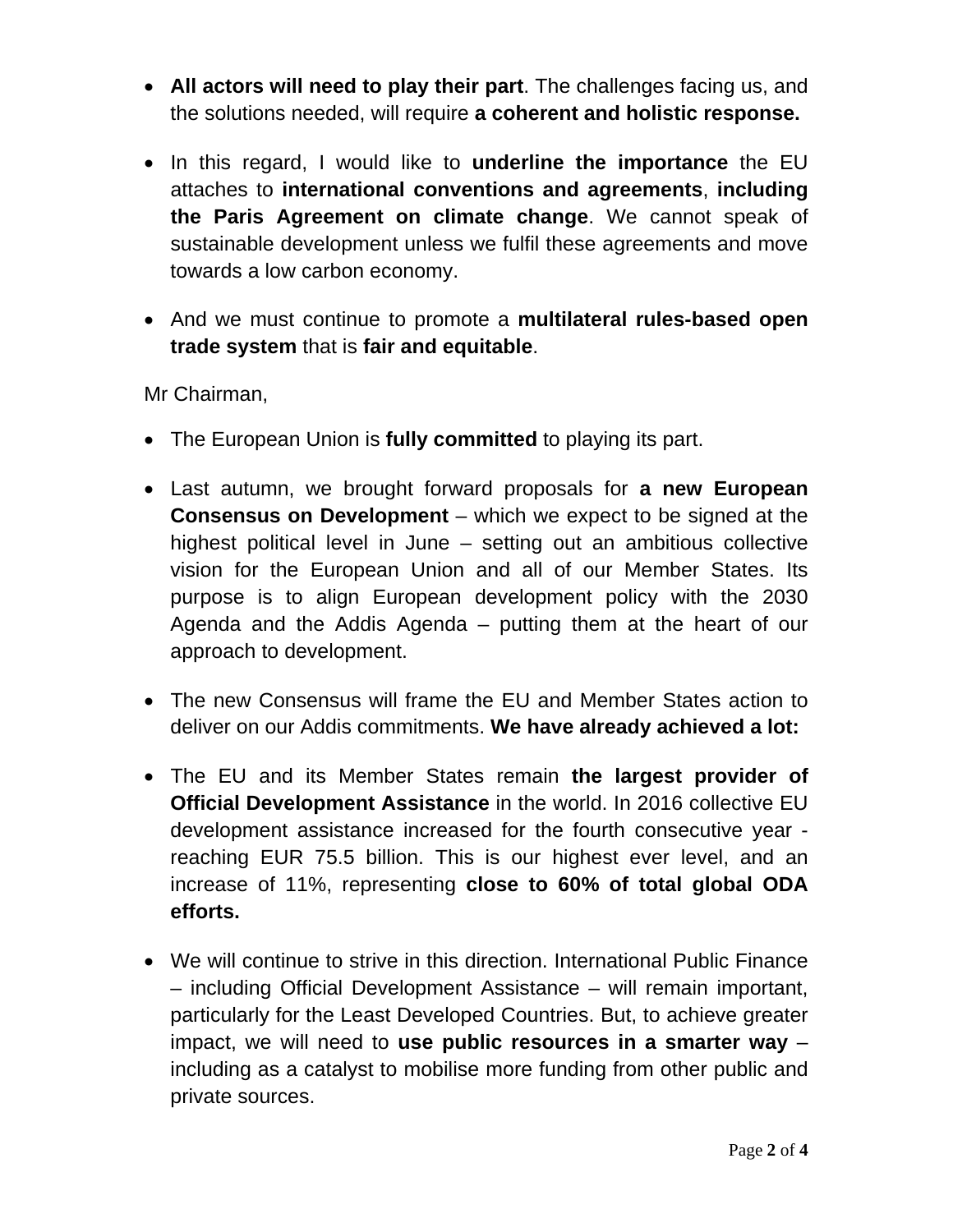- **All actors will need to play their part**. The challenges facing us, and the solutions needed, will require **a coherent and holistic response.**

- In this regard, I would like to **underline the importance** the EU attaches to **international conventions and agreements**, **including the Paris Agreement on climate change**. We cannot speak of sustainable development unless we fulfil these agreements and move towards a low carbon economy.

- And we must continue to promote a **multilateral rules-based open trade system** that is **fair and equitable**.

Mr Chairman,

- The European Union is **fully committed** to playing its part.

- Last autumn, we brought forward proposals for **a new European Consensus on Development** – which we expect to be signed at the highest political level in June – setting out an ambitious collective vision for the European Union and all of our Member States. Its purpose is to align European development policy with the 2030 Agenda and the Addis Agenda – putting them at the heart of our approach to development.

- The new Consensus will frame the EU and Member States action to deliver on our Addis commitments. **We have already achieved a lot:**

- The EU and its Member States remain **the largest provider of Official Development Assistance** in the world. In 2016 collective EU development assistance increased for the fourth consecutive year - reaching EUR 75.5 billion. This is our highest ever level, and an increase of 11%, representing **close to 60% of total global ODA efforts.**

- We will continue to strive in this direction. International Public Finance – including Official Development Assistance – will remain important, particularly for the Least Developed Countries. But, to achieve greater impact, we will need to **use public resources in a smarter way** – including as a catalyst to mobilise more funding from other public and private sources.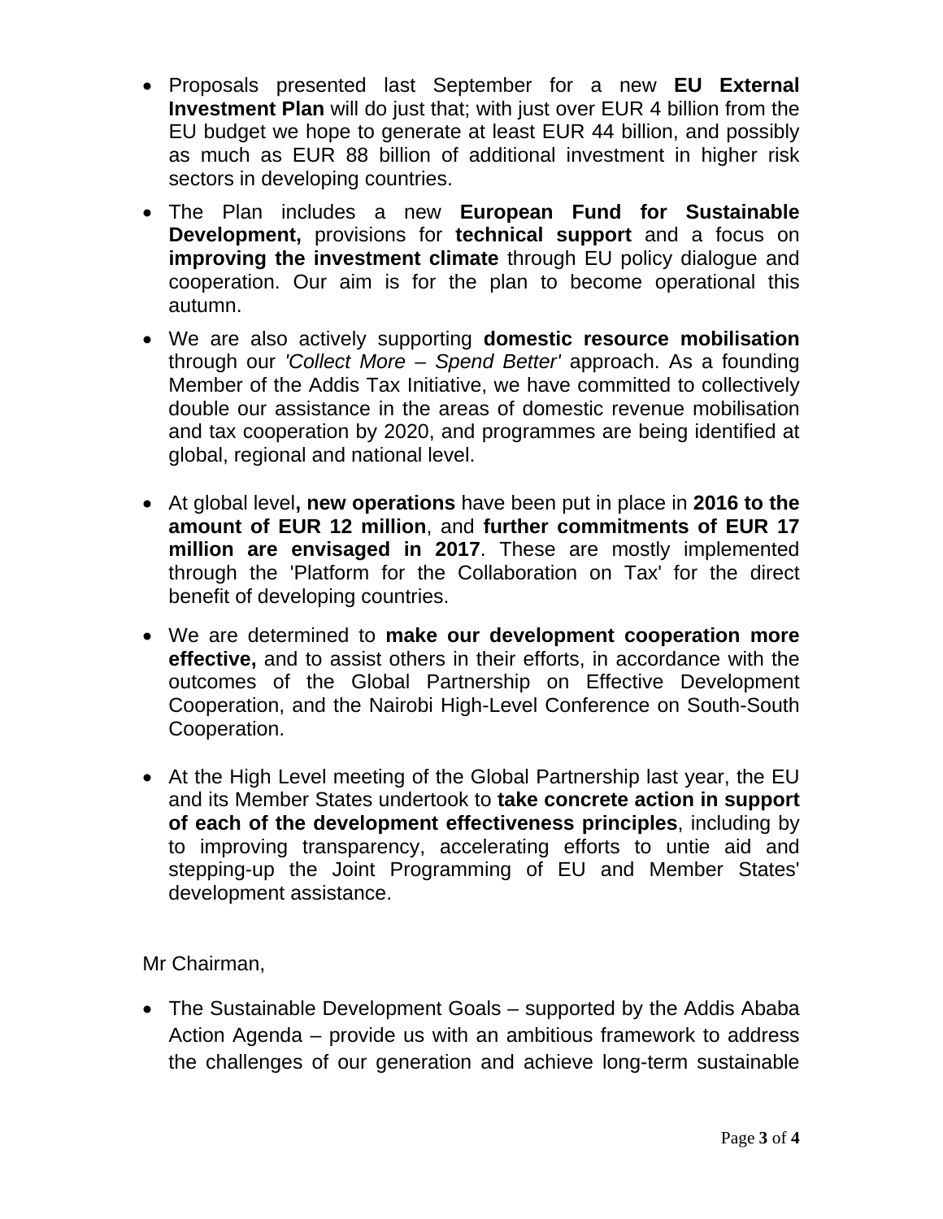- Proposals presented last September for a new **EU External Investment Plan** will do just that; with just over EUR 4 billion from the EU budget we hope to generate at least EUR 44 billion, and possibly as much as EUR 88 billion of additional investment in higher risk sectors in developing countries.
- The Plan includes a new **European Fund for Sustainable Development,** provisions for **technical support** and a focus on **improving the investment climate** through EU policy dialogue and cooperation. Our aim is for the plan to become operational this autumn.
- We are also actively supporting **domestic resource mobilisation** through our *'Collect More – Spend Better'* approach. As a founding Member of the Addis Tax Initiative, we have committed to collectively double our assistance in the areas of domestic revenue mobilisation and tax cooperation by 2020, and programmes are being identified at global, regional and national level.
- At global level**, new operations** have been put in place in **2016 to the amount of EUR 12 million**, and **further commitments of EUR 17 million are envisaged in 2017**. These are mostly implemented through the 'Platform for the Collaboration on Tax' for the direct benefit of developing countries.
- We are determined to **make our development cooperation more effective,** and to assist others in their efforts, in accordance with the outcomes of the Global Partnership on Effective Development Cooperation, and the Nairobi High-Level Conference on South-South Cooperation.
- At the High Level meeting of the Global Partnership last year, the EU and its Member States undertook to **take concrete action in support of each of the development effectiveness principles**, including by to improving transparency, accelerating efforts to untie aid and stepping-up the Joint Programming of EU and Member States' development assistance.

Mr Chairman,

- The Sustainable Development Goals – supported by the Addis Ababa Action Agenda – provide us with an ambitious framework to address the challenges of our generation and achieve long-term sustainable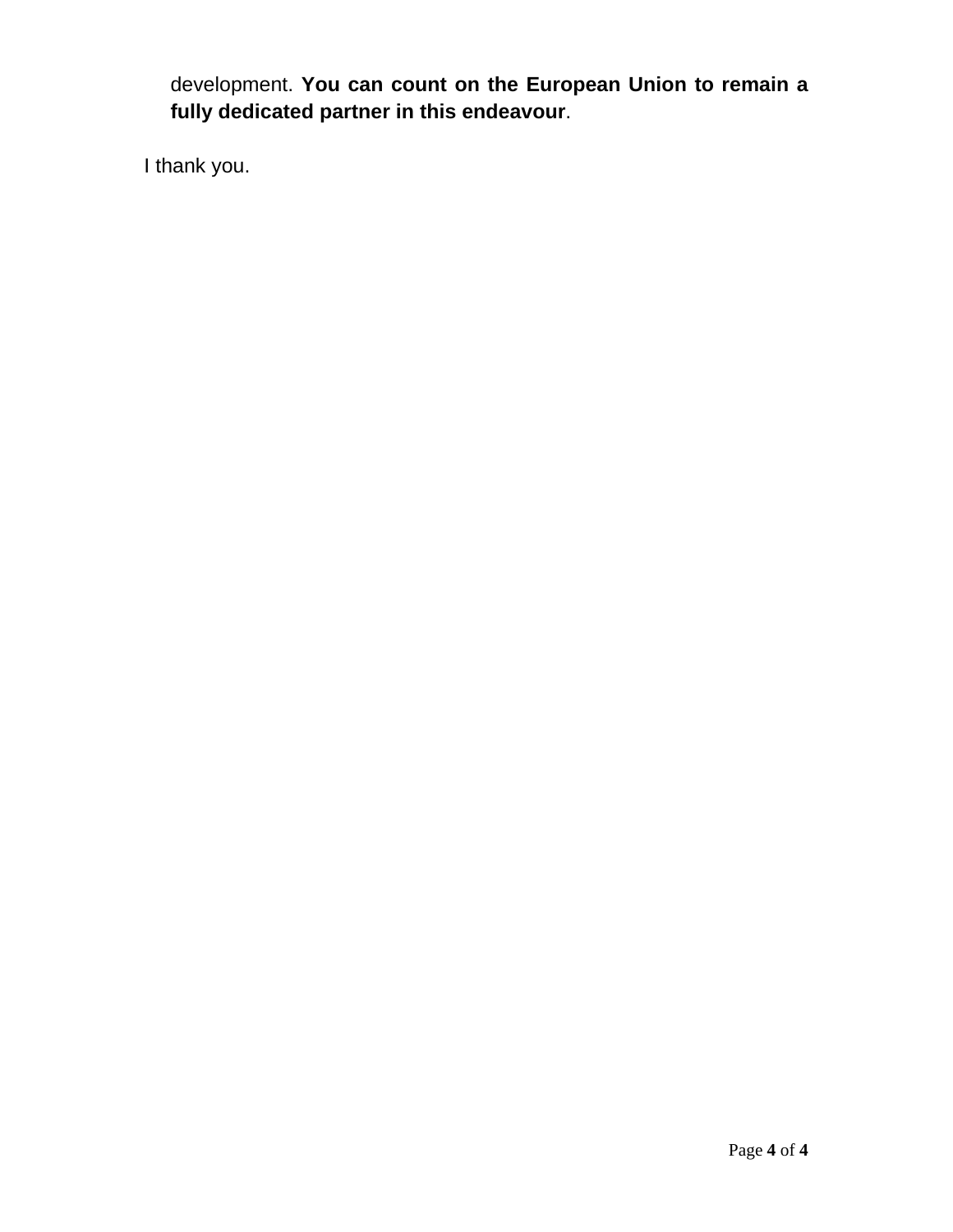development. **You can count on the European Union to remain a fully dedicated partner in this endeavour**.

I thank you.